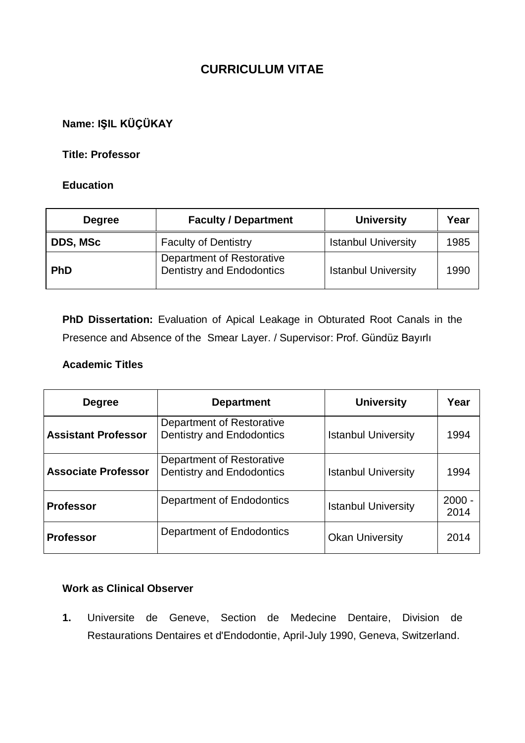# CURRICULUM VITAE

**Name: IŞIL KÜÇÜKAY**

**Title: Professor**

**Education**

| Degree | Faculty / Department | University | Year |
|---|---|---|---|
| **DDS, MSc** | Faculty of Dentistry | Istanbul University | 1985 |
| **PhD** | Department of Restorative Dentistry and Endodontics | Istanbul University | 1990 |

**PhD Dissertation:** Evaluation of Apical Leakage in Obturated Root Canals in the Presence and Absence of the Smear Layer. / Supervisor: Prof. Gündüz Bayırlı

**Academic Titles**

| Degree | Department | University | Year |
|---|---|---|---|
| **Assistant Professor** | Department of Restorative Dentistry and Endodontics | Istanbul University | 1994 |
| **Associate Professor** | Department of Restorative Dentistry and Endodontics | Istanbul University | 1994 |
| **Professor** | Department of Endodontics | Istanbul University | 2000 - 2014 |
| **Professor** | Department of Endodontics | Okan University | 2014 |

**Work as Clinical Observer**

1. Universite de Geneve, Section de Medecine Dentaire, Division de Restaurations Dentaires et d'Endodontie, April-July 1990, Geneva, Switzerland.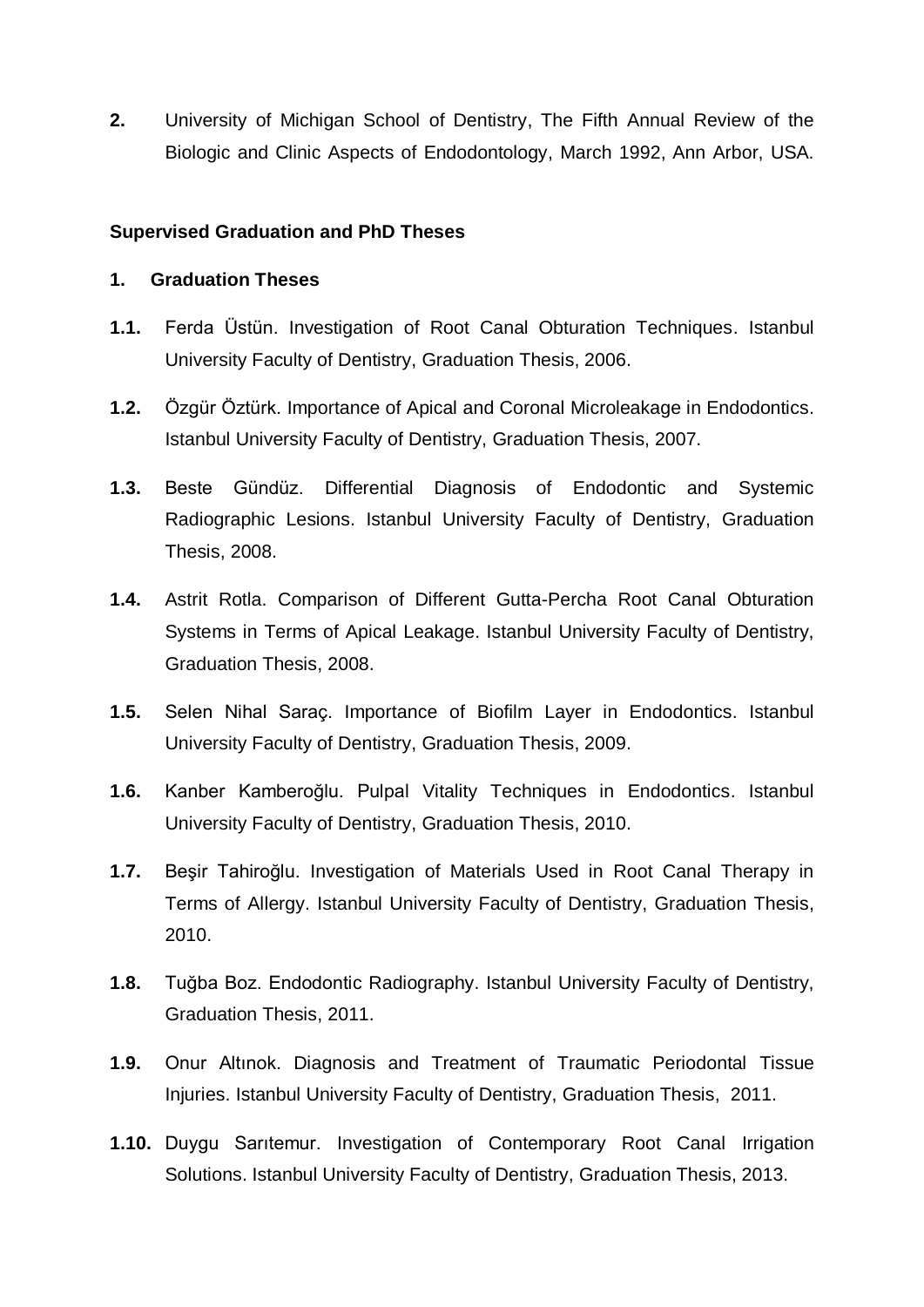**2.** University of Michigan School of Dentistry, The Fifth Annual Review of the Biologic and Clinic Aspects of Endodontology, March 1992, Ann Arbor, USA.

**Supervised Graduation and PhD Theses**

**1. Graduation Theses**

**1.1.** Ferda Üstün. Investigation of Root Canal Obturation Techniques. Istanbul University Faculty of Dentistry, Graduation Thesis, 2006.

**1.2.** Özgür Öztürk. Importance of Apical and Coronal Microleakage in Endodontics. Istanbul University Faculty of Dentistry, Graduation Thesis, 2007.

**1.3.** Beste Gündüz. Differential Diagnosis of Endodontic and Systemic Radiographic Lesions. Istanbul University Faculty of Dentistry, Graduation Thesis, 2008.

**1.4.** Astrit Rotla. Comparison of Different Gutta-Percha Root Canal Obturation Systems in Terms of Apical Leakage. Istanbul University Faculty of Dentistry, Graduation Thesis, 2008.

**1.5.** Selen Nihal Saraç. Importance of Biofilm Layer in Endodontics. Istanbul University Faculty of Dentistry, Graduation Thesis, 2009.

**1.6.** Kanber Kamberoğlu. Pulpal Vitality Techniques in Endodontics. Istanbul University Faculty of Dentistry, Graduation Thesis, 2010.

**1.7.** Beşir Tahiroğlu. Investigation of Materials Used in Root Canal Therapy in Terms of Allergy. Istanbul University Faculty of Dentistry, Graduation Thesis, 2010.

**1.8.** Tuğba Boz. Endodontic Radiography. Istanbul University Faculty of Dentistry, Graduation Thesis, 2011.

**1.9.** Onur Altınok. Diagnosis and Treatment of Traumatic Periodontal Tissue Injuries. Istanbul University Faculty of Dentistry, Graduation Thesis, 2011.

**1.10.** Duygu Sarıtemur. Investigation of Contemporary Root Canal Irrigation Solutions. Istanbul University Faculty of Dentistry, Graduation Thesis, 2013.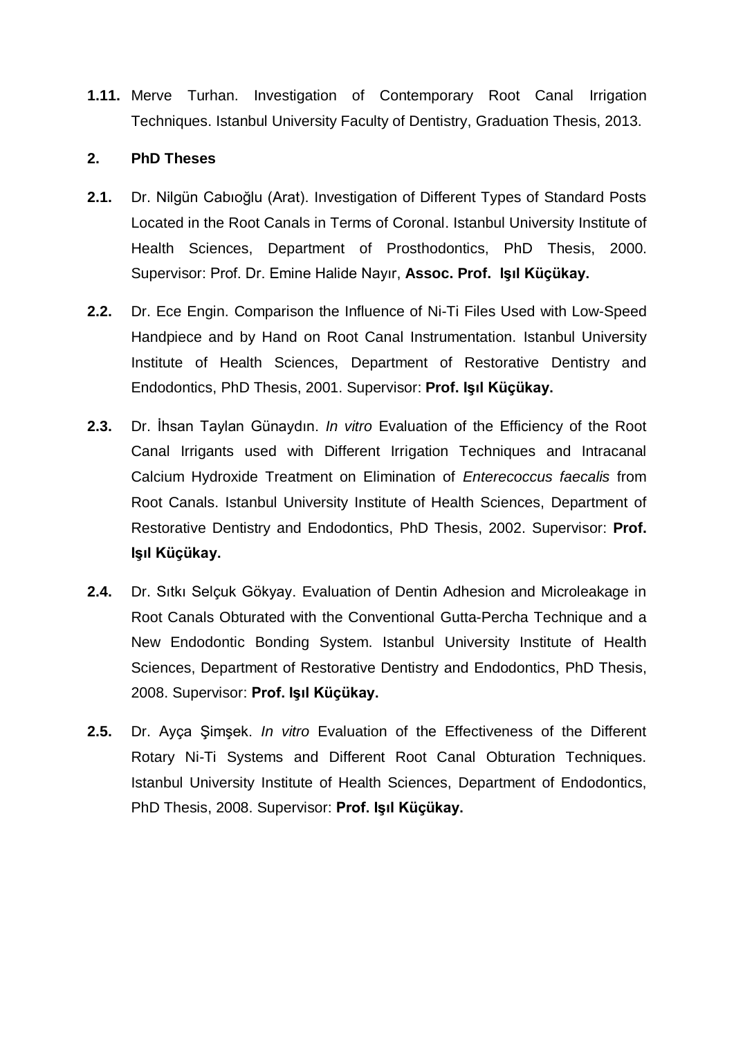**1.11.** Merve Turhan. Investigation of Contemporary Root Canal Irrigation Techniques. Istanbul University Faculty of Dentistry, Graduation Thesis, 2013.

## 2. PhD Theses

**2.1.** Dr. Nilgün Cabıoğlu (Arat). Investigation of Different Types of Standard Posts Located in the Root Canals in Terms of Coronal. Istanbul University Institute of Health Sciences, Department of Prosthodontics, PhD Thesis, 2000. Supervisor: Prof. Dr. Emine Halide Nayır, **Assoc. Prof. Işıl Küçükay.**

**2.2.** Dr. Ece Engin. Comparison the Influence of Ni-Ti Files Used with Low-Speed Handpiece and by Hand on Root Canal Instrumentation. Istanbul University Institute of Health Sciences, Department of Restorative Dentistry and Endodontics, PhD Thesis, 2001. Supervisor: **Prof. Işıl Küçükay.**

**2.3.** Dr. İhsan Taylan Günaydın. *In vitro* Evaluation of the Efficiency of the Root Canal Irrigants used with Different Irrigation Techniques and Intracanal Calcium Hydroxide Treatment on Elimination of *Enterecoccus faecalis* from Root Canals. Istanbul University Institute of Health Sciences, Department of Restorative Dentistry and Endodontics, PhD Thesis, 2002. Supervisor: **Prof. Işıl Küçükay.**

**2.4.** Dr. Sıtkı Selçuk Gökyay. Evaluation of Dentin Adhesion and Microleakage in Root Canals Obturated with the Conventional Gutta-Percha Technique and a New Endodontic Bonding System. Istanbul University Institute of Health Sciences, Department of Restorative Dentistry and Endodontics, PhD Thesis, 2008. Supervisor: **Prof. Işıl Küçükay.**

**2.5.** Dr. Ayça Şimşek. *In vitro* Evaluation of the Effectiveness of the Different Rotary Ni-Ti Systems and Different Root Canal Obturation Techniques. Istanbul University Institute of Health Sciences, Department of Endodontics, PhD Thesis, 2008. Supervisor: **Prof. Işıl Küçükay.**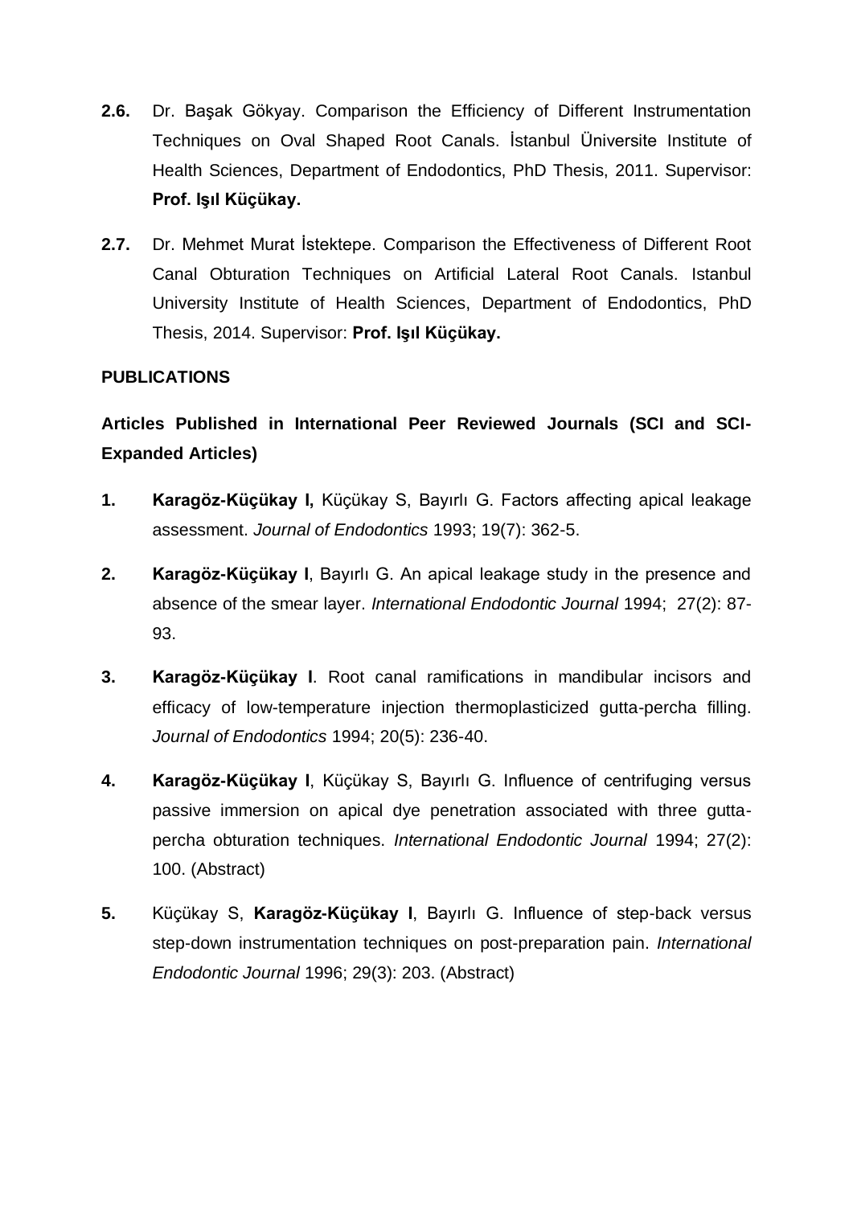**2.6.** Dr. Başak Gökyay. Comparison the Efficiency of Different Instrumentation Techniques on Oval Shaped Root Canals. İstanbul Üniversite Institute of Health Sciences, Department of Endodontics, PhD Thesis, 2011. Supervisor: **Prof. Işıl Küçükay.**

**2.7.** Dr. Mehmet Murat İstektepe. Comparison the Effectiveness of Different Root Canal Obturation Techniques on Artificial Lateral Root Canals. Istanbul University Institute of Health Sciences, Department of Endodontics, PhD Thesis, 2014. Supervisor: **Prof. Işıl Küçükay.**

## PUBLICATIONS

### Articles Published in International Peer Reviewed Journals (SCI and SCI-Expanded Articles)

**1.** **Karagöz-Küçükay I,** Küçükay S, Bayırlı G. Factors affecting apical leakage assessment. *Journal of Endodontics* 1993; 19(7): 362-5.

**2.** **Karagöz-Küçükay I**, Bayırlı G. An apical leakage study in the presence and absence of the smear layer. *International Endodontic Journal* 1994; 27(2): 87-93.

**3.** **Karagöz-Küçükay I**. Root canal ramifications in mandibular incisors and efficacy of low-temperature injection thermoplasticized gutta-percha filling. *Journal of Endodontics* 1994; 20(5): 236-40.

**4.** **Karagöz-Küçükay I**, Küçükay S, Bayırlı G. Influence of centrifuging versus passive immersion on apical dye penetration associated with three gutta-percha obturation techniques. *International Endodontic Journal* 1994; 27(2): 100. (Abstract)

**5.** Küçükay S, **Karagöz-Küçükay I**, Bayırlı G. Influence of step-back versus step-down instrumentation techniques on post-preparation pain. *International Endodontic Journal* 1996; 29(3): 203. (Abstract)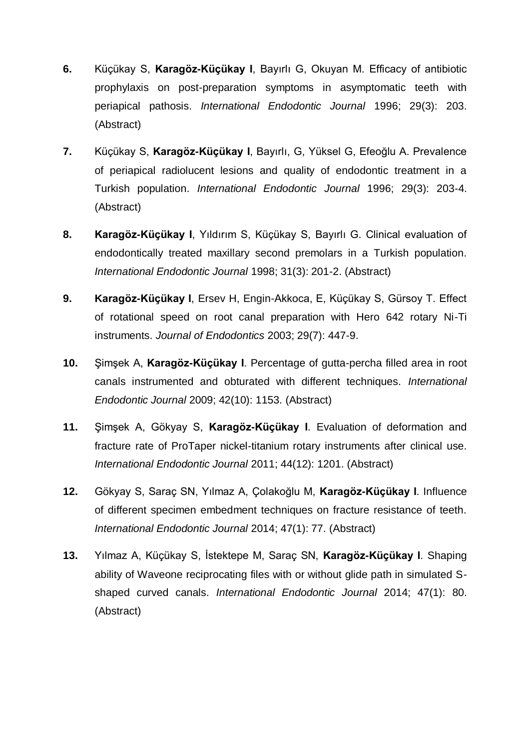6. Küçükay S, **Karagöz-Küçükay I**, Bayırlı G, Okuyan M. Efficacy of antibiotic prophylaxis on post-preparation symptoms in asymptomatic teeth with periapical pathosis. *International Endodontic Journal* 1996; 29(3): 203. (Abstract)

7. Küçükay S, **Karagöz-Küçükay I**, Bayırlı, G, Yüksel G, Efeoğlu A. Prevalence of periapical radiolucent lesions and quality of endodontic treatment in a Turkish population. *International Endodontic Journal* 1996; 29(3): 203-4. (Abstract)

8. **Karagöz-Küçükay I**, Yıldırım S, Küçükay S, Bayırlı G. Clinical evaluation of endodontically treated maxillary second premolars in a Turkish population. *International Endodontic Journal* 1998; 31(3): 201-2. (Abstract)

9. **Karagöz-Küçükay I**, Ersev H, Engin-Akkoca, E, Küçükay S, Gürsoy T. Effect of rotational speed on root canal preparation with Hero 642 rotary Ni-Ti instruments. *Journal of Endodontics* 2003; 29(7): 447-9.

10. Şimşek A, **Karagöz-Küçükay I**. Percentage of gutta-percha filled area in root canals instrumented and obturated with different techniques. *International Endodontic Journal* 2009; 42(10): 1153. (Abstract)

11. Şimşek A, Gökyay S, **Karagöz-Küçükay I**. Evaluation of deformation and fracture rate of ProTaper nickel-titanium rotary instruments after clinical use. *International Endodontic Journal* 2011; 44(12): 1201. (Abstract)

12. Gökyay S, Saraç SN, Yılmaz A, Çolakoğlu M, **Karagöz-Küçükay I**. Influence of different specimen embedment techniques on fracture resistance of teeth. *International Endodontic Journal* 2014; 47(1): 77. (Abstract)

13. Yılmaz A, Küçükay S, İstektepe M, Saraç SN, **Karagöz-Küçükay I**. Shaping ability of Waveone reciprocating files with or without glide path in simulated S-shaped curved canals. *International Endodontic Journal* 2014; 47(1): 80. (Abstract)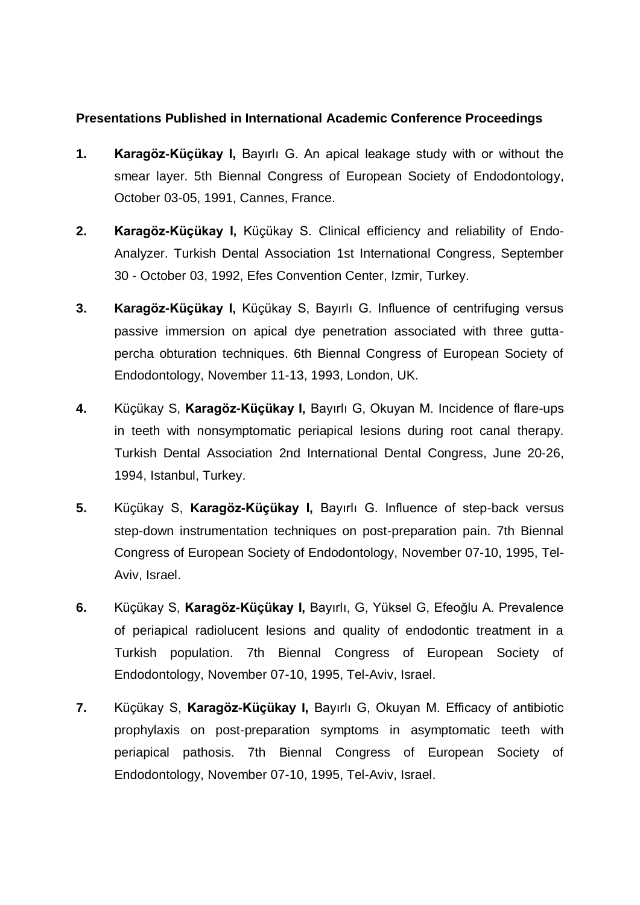**Presentations Published in International Academic Conference Proceedings**

1. **Karagöz-Küçükay I,** Bayırlı G. An apical leakage study with or without the smear layer. 5th Biennal Congress of European Society of Endodontology, October 03-05, 1991, Cannes, France.

2. **Karagöz-Küçükay I,** Küçükay S. Clinical efficiency and reliability of Endo-Analyzer. Turkish Dental Association 1st International Congress, September 30 - October 03, 1992, Efes Convention Center, Izmir, Turkey.

3. **Karagöz-Küçükay I,** Küçükay S, Bayırlı G. Influence of centrifuging versus passive immersion on apical dye penetration associated with three gutta-percha obturation techniques. 6th Biennal Congress of European Society of Endodontology, November 11-13, 1993, London, UK.

4. Küçükay S, **Karagöz-Küçükay I,** Bayırlı G, Okuyan M. Incidence of flare-ups in teeth with nonsymptomatic periapical lesions during root canal therapy. Turkish Dental Association 2nd International Dental Congress, June 20-26, 1994, Istanbul, Turkey.

5. Küçükay S, **Karagöz-Küçükay I,** Bayırlı G. Influence of step-back versus step-down instrumentation techniques on post-preparation pain. 7th Biennal Congress of European Society of Endodontology, November 07-10, 1995, Tel-Aviv, Israel.

6. Küçükay S, **Karagöz-Küçükay I,** Bayırlı, G, Yüksel G, Efeoğlu A. Prevalence of periapical radiolucent lesions and quality of endodontic treatment in a Turkish population. 7th Biennal Congress of European Society of Endodontology, November 07-10, 1995, Tel-Aviv, Israel.

7. Küçükay S, **Karagöz-Küçükay I,** Bayırlı G, Okuyan M. Efficacy of antibiotic prophylaxis on post-preparation symptoms in asymptomatic teeth with periapical pathosis. 7th Biennal Congress of European Society of Endodontology, November 07-10, 1995, Tel-Aviv, Israel.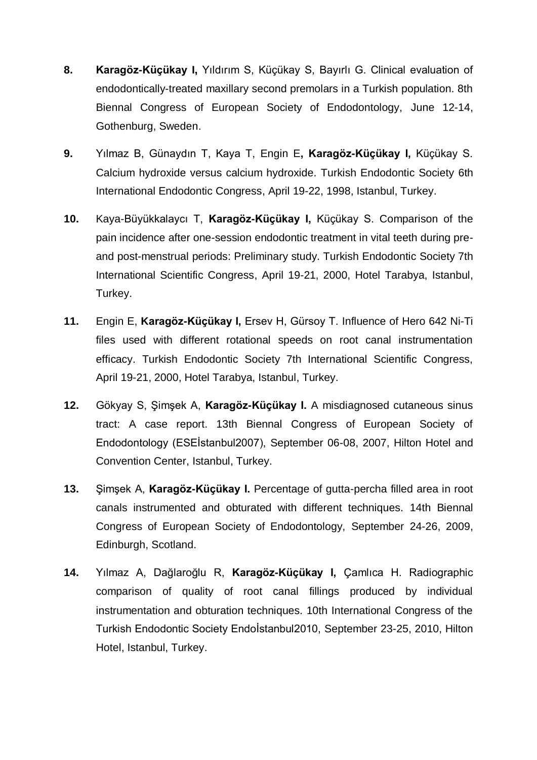**8.** **Karagöz-Küçükay I,** Yıldırım S, Küçükay S, Bayırlı G. Clinical evaluation of endodontically-treated maxillary second premolars in a Turkish population. 8th Biennal Congress of European Society of Endodontology, June 12-14, Gothenburg, Sweden.

**9.** Yılmaz B, Günaydın T, Kaya T, Engin E**, Karagöz-Küçükay I,** Küçükay S. Calcium hydroxide versus calcium hydroxide. Turkish Endodontic Society 6th International Endodontic Congress, April 19-22, 1998, Istanbul, Turkey.

**10.** Kaya-Büyükkalaycı T, **Karagöz-Küçükay I,** Küçükay S. Comparison of the pain incidence after one-session endodontic treatment in vital teeth during pre- and post-menstrual periods: Preliminary study. Turkish Endodontic Society 7th International Scientific Congress, April 19-21, 2000, Hotel Tarabya, Istanbul, Turkey.

**11.** Engin E, **Karagöz-Küçükay I,** Ersev H, Gürsoy T. Influence of Hero 642 Ni-Ti files used with different rotational speeds on root canal instrumentation efficacy. Turkish Endodontic Society 7th International Scientific Congress, April 19-21, 2000, Hotel Tarabya, Istanbul, Turkey.

**12.** Gökyay S, Şimşek A, **Karagöz-Küçükay I.** A misdiagnosed cutaneous sinus tract: A case report. 13th Biennal Congress of European Society of Endodontology (ESEİstanbul2007), September 06-08, 2007, Hilton Hotel and Convention Center, Istanbul, Turkey.

**13.** Şimşek A, **Karagöz-Küçükay I.** Percentage of gutta-percha filled area in root canals instrumented and obturated with different techniques. 14th Biennal Congress of European Society of Endodontology, September 24-26, 2009, Edinburgh, Scotland.

**14.** Yılmaz A, Dağlaroğlu R, **Karagöz-Küçükay I,** Çamlıca H. Radiographic comparison of quality of root canal fillings produced by individual instrumentation and obturation techniques. 10th International Congress of the Turkish Endodontic Society Endoİstanbul2010, September 23-25, 2010, Hilton Hotel, Istanbul, Turkey.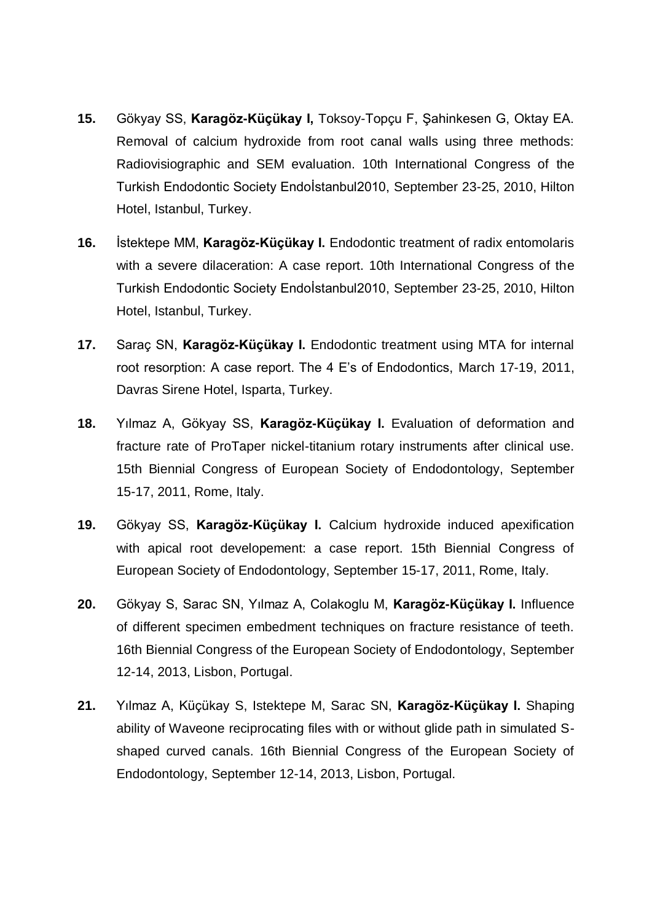**15.** Gökyay SS, **Karagöz-Küçükay I,** Toksoy-Topçu F, Şahinkesen G, Oktay EA. Removal of calcium hydroxide from root canal walls using three methods: Radiovisiographic and SEM evaluation. 10th International Congress of the Turkish Endodontic Society Endoİstanbul2010, September 23-25, 2010, Hilton Hotel, Istanbul, Turkey.

**16.** İstektepe MM, **Karagöz-Küçükay I.** Endodontic treatment of radix entomolaris with a severe dilaceration: A case report. 10th International Congress of the Turkish Endodontic Society Endoİstanbul2010, September 23-25, 2010, Hilton Hotel, Istanbul, Turkey.

**17.** Saraç SN, **Karagöz-Küçükay I.** Endodontic treatment using MTA for internal root resorption: A case report. The 4 E's of Endodontics, March 17-19, 2011, Davras Sirene Hotel, Isparta, Turkey.

**18.** Yılmaz A, Gökyay SS, **Karagöz-Küçükay I.** Evaluation of deformation and fracture rate of ProTaper nickel-titanium rotary instruments after clinical use. 15th Biennial Congress of European Society of Endodontology, September 15-17, 2011, Rome, Italy.

**19.** Gökyay SS, **Karagöz-Küçükay I.** Calcium hydroxide induced apexification with apical root developement: a case report. 15th Biennial Congress of European Society of Endodontology, September 15-17, 2011, Rome, Italy.

**20.** Gökyay S, Sarac SN, Yılmaz A, Colakoglu M, **Karagöz-Küçükay I.** Influence of different specimen embedment techniques on fracture resistance of teeth. 16th Biennial Congress of the European Society of Endodontology, September 12-14, 2013, Lisbon, Portugal.

**21.** Yılmaz A, Küçükay S, Istektepe M, Sarac SN, **Karagöz-Küçükay I.** Shaping ability of Waveone reciprocating files with or without glide path in simulated S-shaped curved canals. 16th Biennial Congress of the European Society of Endodontology, September 12-14, 2013, Lisbon, Portugal.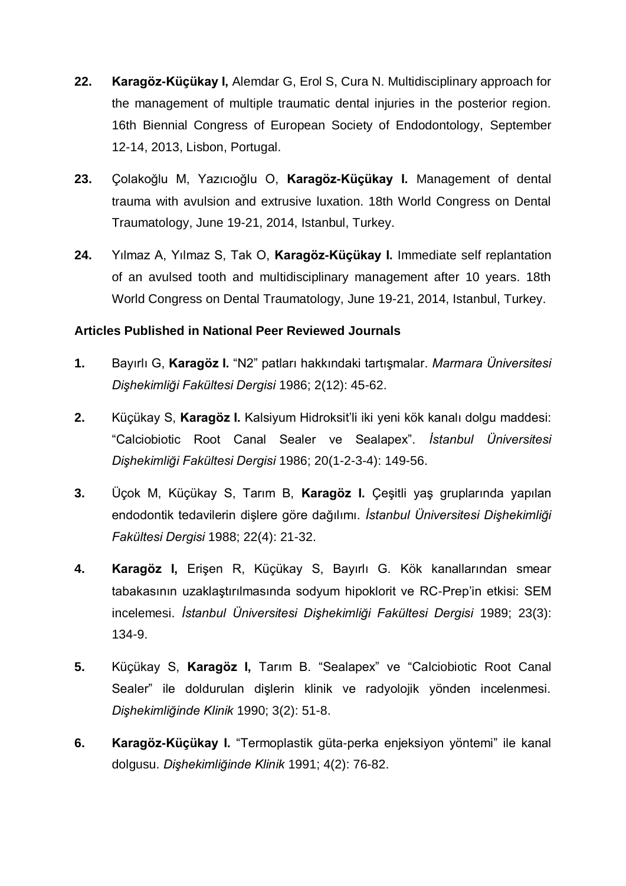22. **Karagöz-Küçükay I,** Alemdar G, Erol S, Cura N. Multidisciplinary approach for the management of multiple traumatic dental injuries in the posterior region. 16th Biennial Congress of European Society of Endodontology, September 12-14, 2013, Lisbon, Portugal.

23. Çolakoğlu M, Yazıcıoğlu O, **Karagöz-Küçükay I.** Management of dental trauma with avulsion and extrusive luxation. 18th World Congress on Dental Traumatology, June 19-21, 2014, Istanbul, Turkey.

24. Yılmaz A, Yılmaz S, Tak O, **Karagöz-Küçükay I.** Immediate self replantation of an avulsed tooth and multidisciplinary management after 10 years. 18th World Congress on Dental Traumatology, June 19-21, 2014, Istanbul, Turkey.

### Articles Published in National Peer Reviewed Journals

1. Bayırlı G, **Karagöz I.** "N2" patları hakkındaki tartışmalar. *Marmara Üniversitesi Dişhekimliği Fakültesi Dergisi* 1986; 2(12): 45-62.

2. Küçükay S, **Karagöz I.** Kalsiyum Hidroksit'li iki yeni kök kanalı dolgu maddesi: "Calciobiotic Root Canal Sealer ve Sealapex". *İstanbul Üniversitesi Dişhekimliği Fakültesi Dergisi* 1986; 20(1-2-3-4): 149-56.

3. Üçok M, Küçükay S, Tarım B, **Karagöz I.** Çeşitli yaş gruplarında yapılan endodontik tedavilerin dişlere göre dağılımı. *İstanbul Üniversitesi Dişhekimliği Fakültesi Dergisi* 1988; 22(4): 21-32.

4. **Karagöz I,** Erişen R, Küçükay S, Bayırlı G. Kök kanallarından smear tabakasının uzaklaştırılmasında sodyum hipoklorit ve RC-Prep'in etkisi: SEM incelemesi. *İstanbul Üniversitesi Dişhekimliği Fakültesi Dergisi* 1989; 23(3): 134-9.

5. Küçükay S, **Karagöz I,** Tarım B. "Sealapex" ve "Calciobiotic Root Canal Sealer" ile doldurulan dişlerin klinik ve radyolojik yönden incelenmesi. *Dişhekimliğinde Klinik* 1990; 3(2): 51-8.

6. **Karagöz-Küçükay I.** "Termoplastik güta-perka enjeksiyon yöntemi" ile kanal dolgusu. *Dişhekimliğinde Klinik* 1991; 4(2): 76-82.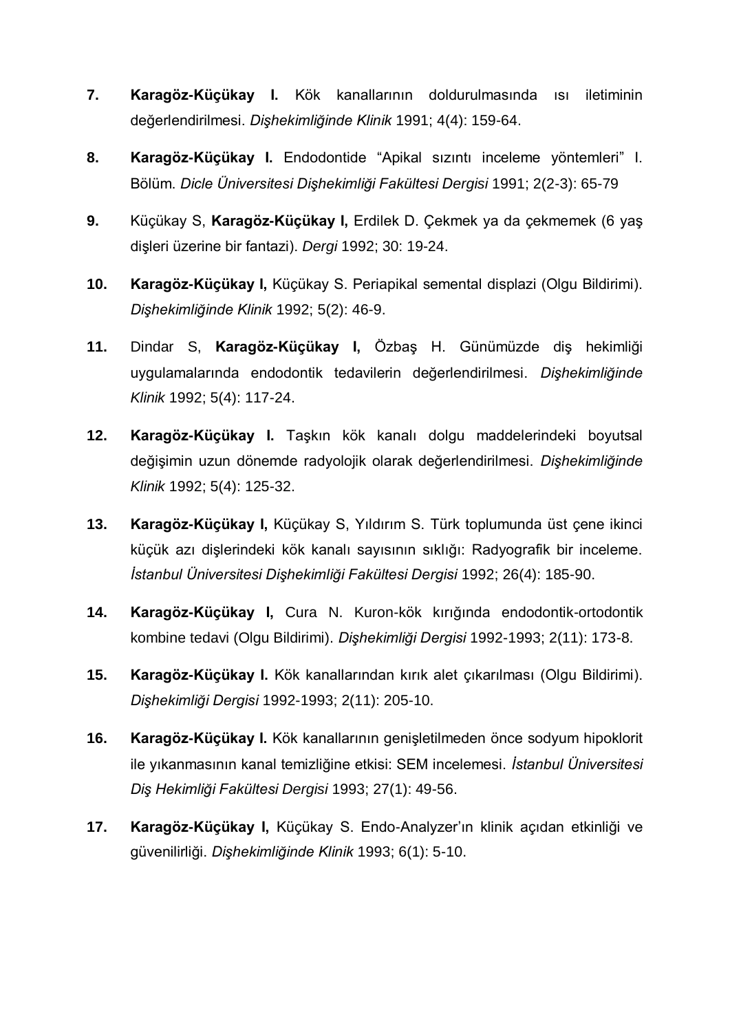7. **Karagöz-Küçükay I.** Kök kanallarının doldurulmasında ısı iletiminin değerlendirilmesi. *Dişhekimliğinde Klinik* 1991; 4(4): 159-64.

8. **Karagöz-Küçükay I.** Endodontide "Apikal sızıntı inceleme yöntemleri" I. Bölüm. *Dicle Üniversitesi Dişhekimliği Fakültesi Dergisi* 1991; 2(2-3): 65-79

9. Küçükay S, **Karagöz-Küçükay I,** Erdilek D. Çekmek ya da çekmemek (6 yaş dişleri üzerine bir fantazi). *Dergi* 1992; 30: 19-24.

10. **Karagöz-Küçükay I,** Küçükay S. Periapikal semental displazi (Olgu Bildirimi). *Dişhekimliğinde Klinik* 1992; 5(2): 46-9.

11. Dindar S, **Karagöz-Küçükay I,** Özbaş H. Günümüzde diş hekimliği uygulamalarında endodontik tedavilerin değerlendirilmesi. *Dişhekimliğinde Klinik* 1992; 5(4): 117-24.

12. **Karagöz-Küçükay I.** Taşkın kök kanalı dolgu maddelerindeki boyutsal değişimin uzun dönemde radyolojik olarak değerlendirilmesi. *Dişhekimliğinde Klinik* 1992; 5(4): 125-32.

13. **Karagöz-Küçükay I,** Küçükay S, Yıldırım S. Türk toplumunda üst çene ikinci küçük azı dişlerindeki kök kanalı sayısının sıklığı: Radyografik bir inceleme. *İstanbul Üniversitesi Dişhekimliği Fakültesi Dergisi* 1992; 26(4): 185-90.

14. **Karagöz-Küçükay I,** Cura N. Kuron-kök kırığında endodontik-ortodontik kombine tedavi (Olgu Bildirimi). *Dişhekimliği Dergisi* 1992-1993; 2(11): 173-8.

15. **Karagöz-Küçükay I.** Kök kanallarından kırık alet çıkarılması (Olgu Bildirimi). *Dişhekimliği Dergisi* 1992-1993; 2(11): 205-10.

16. **Karagöz-Küçükay I.** Kök kanallarının genişletilmeden önce sodyum hipoklorit ile yıkanmasının kanal temizliğine etkisi: SEM incelemesi. *İstanbul Üniversitesi Diş Hekimliği Fakültesi Dergisi* 1993; 27(1): 49-56.

17. **Karagöz-Küçükay I,** Küçükay S. Endo-Analyzer'ın klinik açıdan etkinliği ve güvenilirliği. *Dişhekimliğinde Klinik* 1993; 6(1): 5-10.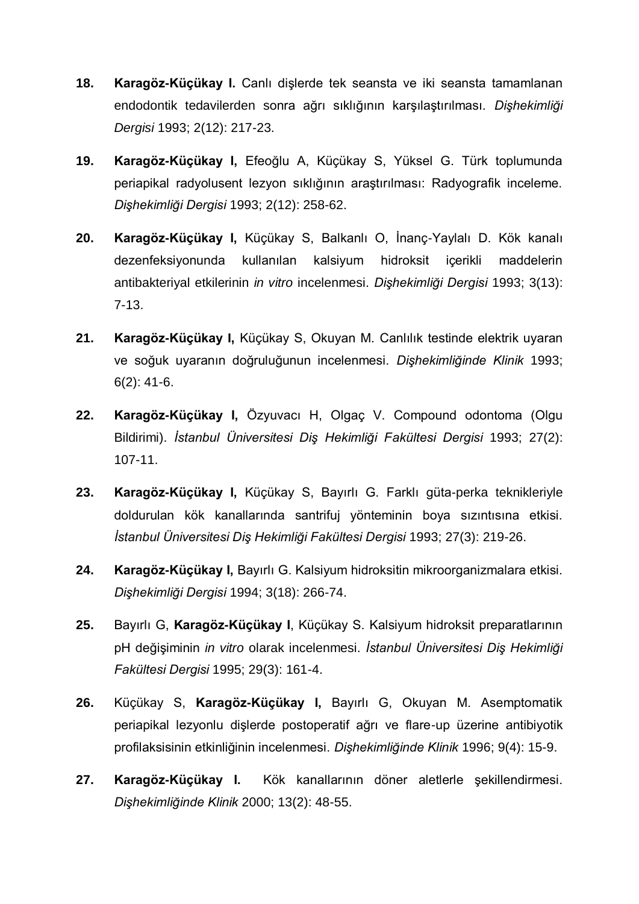18. **Karagöz-Küçükay I.** Canlı dişlerde tek seansta ve iki seansta tamamlanan endodontik tedavilerden sonra ağrı sıklığının karşılaştırılması. *Dişhekimliği Dergisi* 1993; 2(12): 217-23.

19. **Karagöz-Küçükay I,** Efeoğlu A, Küçükay S, Yüksel G. Türk toplumunda periapikal radyolusent lezyon sıklığının araştırılması: Radyografik inceleme. *Dişhekimliği Dergisi* 1993; 2(12): 258-62.

20. **Karagöz-Küçükay I,** Küçükay S, Balkanlı O, İnanç-Yaylalı D. Kök kanalı dezenfeksiyonunda kullanılan kalsiyum hidroksit içerikli maddelerin antibakteriyal etkilerinin *in vitro* incelenmesi. *Dişhekimliği Dergisi* 1993; 3(13): 7-13.

21. **Karagöz-Küçükay I,** Küçükay S, Okuyan M. Canlılık testinde elektrik uyaran ve soğuk uyaranın doğruluğunun incelenmesi. *Dişhekimliğinde Klinik* 1993; 6(2): 41-6.

22. **Karagöz-Küçükay I,** Özyuvacı H, Olgaç V. Compound odontoma (Olgu Bildirimi). *İstanbul Üniversitesi Diş Hekimliği Fakültesi Dergisi* 1993; 27(2): 107-11.

23. **Karagöz-Küçükay I,** Küçükay S, Bayırlı G. Farklı güta-perka teknikleriyle doldurulan kök kanallarında santrifuj yönteminin boya sızıntısına etkisi. *İstanbul Üniversitesi Diş Hekimliği Fakültesi Dergisi* 1993; 27(3): 219-26.

24. **Karagöz-Küçükay I,** Bayırlı G. Kalsiyum hidroksitin mikroorganizmalara etkisi. *Dişhekimliği Dergisi* 1994; 3(18): 266-74.

25. Bayırlı G, **Karagöz-Küçükay I**, Küçükay S. Kalsiyum hidroksit preparatlarının pH değişiminin *in vitro* olarak incelenmesi. *İstanbul Üniversitesi Diş Hekimliği Fakültesi Dergisi* 1995; 29(3): 161-4.

26. Küçükay S, **Karagöz-Küçükay I,** Bayırlı G, Okuyan M. Asemptomatik periapikal lezyonlu dişlerde postoperatif ağrı ve flare-up üzerine antibiyotik profilaksisinin etkinliğinin incelenmesi. *Dişhekimliğinde Klinik* 1996; 9(4): 15-9.

27. **Karagöz-Küçükay I.** Kök kanallarının döner aletlerle şekillendirmesi. *Dişhekimliğinde Klinik* 2000; 13(2): 48-55.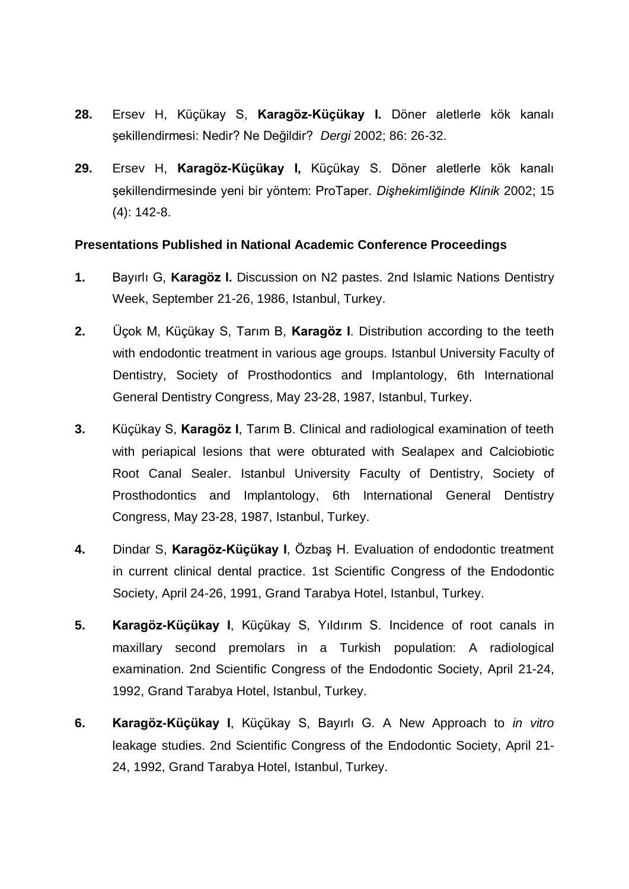28. Ersev H, Küçükay S, **Karagöz-Küçükay I.** Döner aletlerle kök kanalı şekillendirmesi: Nedir? Ne Değildir? *Dergi* 2002; 86: 26-32.

29. Ersev H, **Karagöz-Küçükay I,** Küçükay S. Döner aletlerle kök kanalı şekillendirmesinde yeni bir yöntem: ProTaper. *Dişhekimliğinde Klinik* 2002; 15 (4): 142-8.

**Presentations Published in National Academic Conference Proceedings**

1. Bayırlı G, **Karagöz I.** Discussion on N2 pastes. 2nd Islamic Nations Dentistry Week, September 21-26, 1986, Istanbul, Turkey.

2. Üçok M, Küçükay S, Tarım B, **Karagöz I**. Distribution according to the teeth with endodontic treatment in various age groups. Istanbul University Faculty of Dentistry, Society of Prosthodontics and Implantology, 6th International General Dentistry Congress, May 23-28, 1987, Istanbul, Turkey.

3. Küçükay S, **Karagöz I**, Tarım B. Clinical and radiological examination of teeth with periapical lesions that were obturated with Sealapex and Calciobiotic Root Canal Sealer. Istanbul University Faculty of Dentistry, Society of Prosthodontics and Implantology, 6th International General Dentistry Congress, May 23-28, 1987, Istanbul, Turkey.

4. Dindar S, **Karagöz-Küçükay I**, Özbaş H. Evaluation of endodontic treatment in current clinical dental practice. 1st Scientific Congress of the Endodontic Society, April 24-26, 1991, Grand Tarabya Hotel, Istanbul, Turkey.

5. **Karagöz-Küçükay I**, Küçükay S, Yıldırım S. Incidence of root canals in maxillary second premolars in a Turkish population: A radiological examination. 2nd Scientific Congress of the Endodontic Society, April 21-24, 1992, Grand Tarabya Hotel, Istanbul, Turkey.

6. **Karagöz-Küçükay I**, Küçükay S, Bayırlı G. A New Approach to *in vitro* leakage studies. 2nd Scientific Congress of the Endodontic Society, April 21-24, 1992, Grand Tarabya Hotel, Istanbul, Turkey.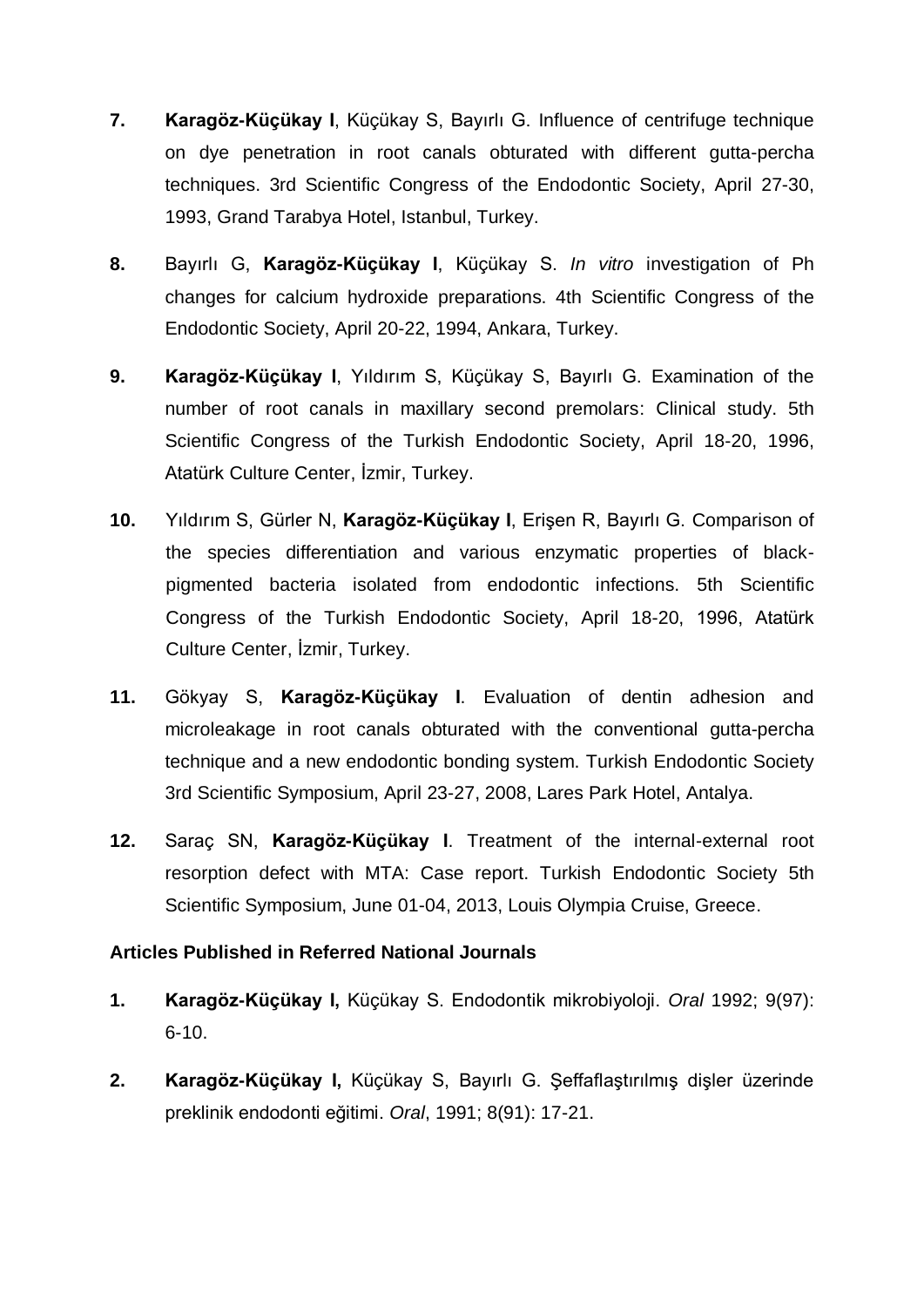7. **Karagöz-Küçükay I**, Küçükay S, Bayırlı G. Influence of centrifuge technique on dye penetration in root canals obturated with different gutta-percha techniques. 3rd Scientific Congress of the Endodontic Society, April 27-30, 1993, Grand Tarabya Hotel, Istanbul, Turkey.

8. Bayırlı G, **Karagöz-Küçükay I**, Küçükay S. *In vitro* investigation of Ph changes for calcium hydroxide preparations. 4th Scientific Congress of the Endodontic Society, April 20-22, 1994, Ankara, Turkey.

9. **Karagöz-Küçükay I**, Yıldırım S, Küçükay S, Bayırlı G. Examination of the number of root canals in maxillary second premolars: Clinical study. 5th Scientific Congress of the Turkish Endodontic Society, April 18-20, 1996, Atatürk Culture Center, İzmir, Turkey.

10. Yıldırım S, Gürler N, **Karagöz-Küçükay I**, Erişen R, Bayırlı G. Comparison of the species differentiation and various enzymatic properties of black-pigmented bacteria isolated from endodontic infections. 5th Scientific Congress of the Turkish Endodontic Society, April 18-20, 1996, Atatürk Culture Center, İzmir, Turkey.

11. Gökyay S, **Karagöz-Küçükay I**. Evaluation of dentin adhesion and microleakage in root canals obturated with the conventional gutta-percha technique and a new endodontic bonding system. Turkish Endodontic Society 3rd Scientific Symposium, April 23-27, 2008, Lares Park Hotel, Antalya.

12. Saraç SN, **Karagöz-Küçükay I**. Treatment of the internal-external root resorption defect with MTA: Case report. Turkish Endodontic Society 5th Scientific Symposium, June 01-04, 2013, Louis Olympia Cruise, Greece.

**Articles Published in Referred National Journals**

1. **Karagöz-Küçükay I,** Küçükay S. Endodontik mikrobiyoloji. *Oral* 1992; 9(97): 6-10.

2. **Karagöz-Küçükay I,** Küçükay S, Bayırlı G. Şeffaflaştırılmış dişler üzerinde preklinik endodonti eğitimi. *Oral*, 1991; 8(91): 17-21.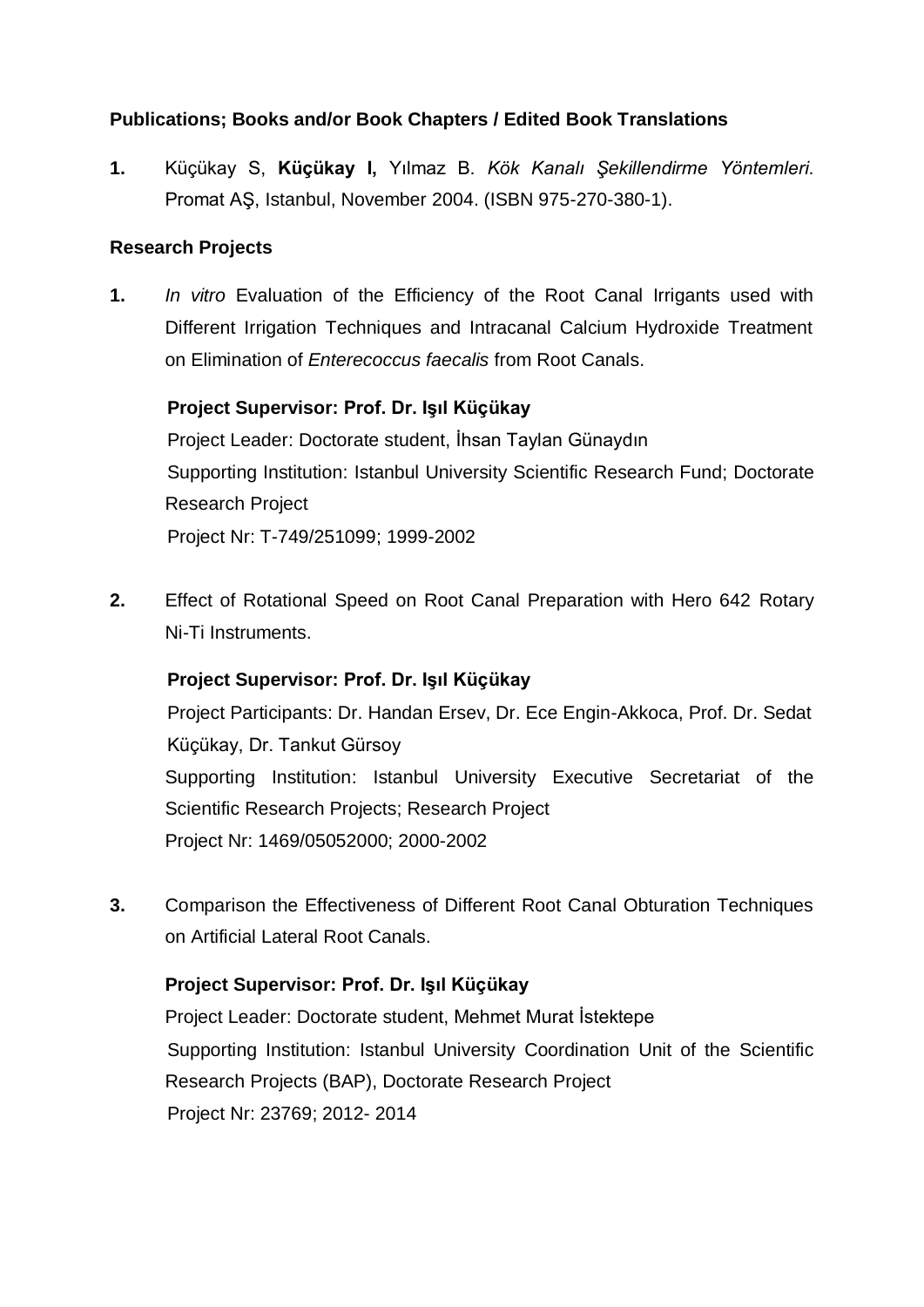**Publications; Books and/or Book Chapters / Edited Book Translations**

**1.** Küçükay S, **Küçükay I,** Yılmaz B. *Kök Kanalı Şekillendirme Yöntemleri*. Promat AŞ, Istanbul, November 2004. (ISBN 975-270-380-1).

**Research Projects**

**1.** *In vitro* Evaluation of the Efficiency of the Root Canal Irrigants used with Different Irrigation Techniques and Intracanal Calcium Hydroxide Treatment on Elimination of *Enterecoccus faecalis* from Root Canals.

**Project Supervisor: Prof. Dr. Işıl Küçükay**
Project Leader: Doctorate student, İhsan Taylan Günaydın
Supporting Institution: Istanbul University Scientific Research Fund; Doctorate Research Project
Project Nr: T-749/251099; 1999-2002

**2.** Effect of Rotational Speed on Root Canal Preparation with Hero 642 Rotary Ni-Ti Instruments.

**Project Supervisor: Prof. Dr. Işıl Küçükay**
Project Participants: Dr. Handan Ersev, Dr. Ece Engin-Akkoca, Prof. Dr. Sedat Küçükay, Dr. Tankut Gürsoy
Supporting Institution: Istanbul University Executive Secretariat of the Scientific Research Projects; Research Project
Project Nr: 1469/05052000; 2000-2002

**3.** Comparison the Effectiveness of Different Root Canal Obturation Techniques on Artificial Lateral Root Canals.

**Project Supervisor: Prof. Dr. Işıl Küçükay**
Project Leader: Doctorate student, Mehmet Murat İstektepe
Supporting Institution: Istanbul University Coordination Unit of the Scientific Research Projects (BAP), Doctorate Research Project
Project Nr: 23769; 2012- 2014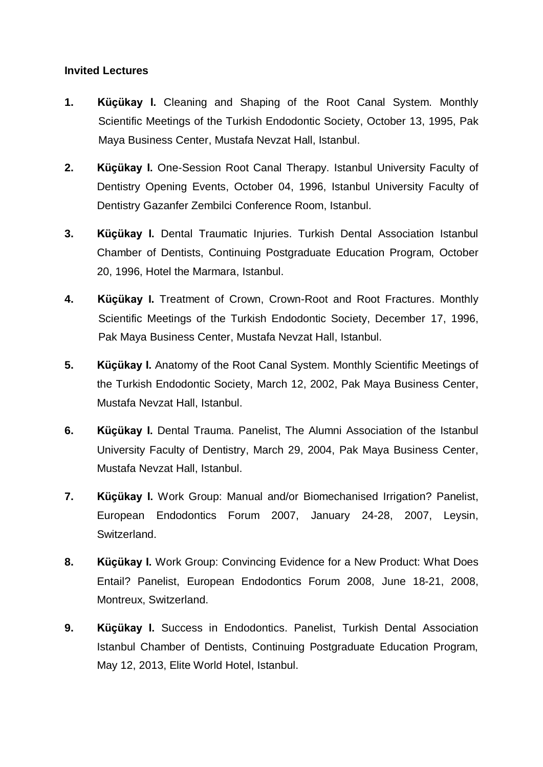**Invited Lectures**

1. **Küçükay I.** Cleaning and Shaping of the Root Canal System. Monthly Scientific Meetings of the Turkish Endodontic Society, October 13, 1995, Pak Maya Business Center, Mustafa Nevzat Hall, Istanbul.

2. **Küçükay I.** One-Session Root Canal Therapy. Istanbul University Faculty of Dentistry Opening Events, October 04, 1996, Istanbul University Faculty of Dentistry Gazanfer Zembilci Conference Room, Istanbul.

3. **Küçükay I.** Dental Traumatic Injuries. Turkish Dental Association Istanbul Chamber of Dentists, Continuing Postgraduate Education Program, October 20, 1996, Hotel the Marmara, Istanbul.

4. **Küçükay I.** Treatment of Crown, Crown-Root and Root Fractures. Monthly Scientific Meetings of the Turkish Endodontic Society, December 17, 1996, Pak Maya Business Center, Mustafa Nevzat Hall, Istanbul.

5. **Küçükay I.** Anatomy of the Root Canal System. Monthly Scientific Meetings of the Turkish Endodontic Society, March 12, 2002, Pak Maya Business Center, Mustafa Nevzat Hall, Istanbul.

6. **Küçükay I.** Dental Trauma. Panelist, The Alumni Association of the Istanbul University Faculty of Dentistry, March 29, 2004, Pak Maya Business Center, Mustafa Nevzat Hall, Istanbul.

7. **Küçükay I.** Work Group: Manual and/or Biomechanised Irrigation? Panelist, European Endodontics Forum 2007, January 24-28, 2007, Leysin, Switzerland.

8. **Küçükay I.** Work Group: Convincing Evidence for a New Product: What Does Entail? Panelist, European Endodontics Forum 2008, June 18-21, 2008, Montreux, Switzerland.

9. **Küçükay I.** Success in Endodontics. Panelist, Turkish Dental Association Istanbul Chamber of Dentists, Continuing Postgraduate Education Program, May 12, 2013, Elite World Hotel, Istanbul.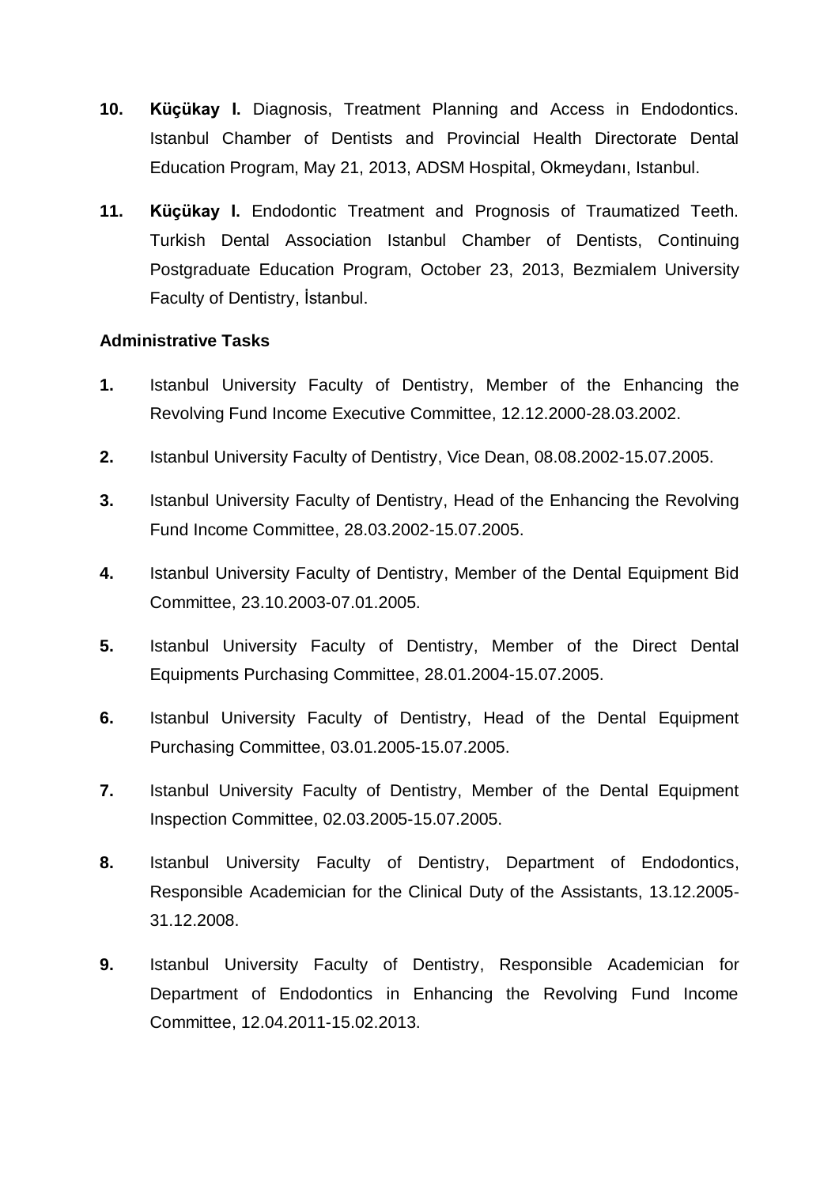10. **Küçükay I.** Diagnosis, Treatment Planning and Access in Endodontics. Istanbul Chamber of Dentists and Provincial Health Directorate Dental Education Program, May 21, 2013, ADSM Hospital, Okmeydanı, Istanbul.

11. **Küçükay I.** Endodontic Treatment and Prognosis of Traumatized Teeth. Turkish Dental Association Istanbul Chamber of Dentists, Continuing Postgraduate Education Program, October 23, 2013, Bezmialem University Faculty of Dentistry, İstanbul.

**Administrative Tasks**

1. Istanbul University Faculty of Dentistry, Member of the Enhancing the Revolving Fund Income Executive Committee, 12.12.2000-28.03.2002.

2. Istanbul University Faculty of Dentistry, Vice Dean, 08.08.2002-15.07.2005.

3. Istanbul University Faculty of Dentistry, Head of the Enhancing the Revolving Fund Income Committee, 28.03.2002-15.07.2005.

4. Istanbul University Faculty of Dentistry, Member of the Dental Equipment Bid Committee, 23.10.2003-07.01.2005.

5. Istanbul University Faculty of Dentistry, Member of the Direct Dental Equipments Purchasing Committee, 28.01.2004-15.07.2005.

6. Istanbul University Faculty of Dentistry, Head of the Dental Equipment Purchasing Committee, 03.01.2005-15.07.2005.

7. Istanbul University Faculty of Dentistry, Member of the Dental Equipment Inspection Committee, 02.03.2005-15.07.2005.

8. Istanbul University Faculty of Dentistry, Department of Endodontics, Responsible Academician for the Clinical Duty of the Assistants, 13.12.2005-31.12.2008.

9. Istanbul University Faculty of Dentistry, Responsible Academician for Department of Endodontics in Enhancing the Revolving Fund Income Committee, 12.04.2011-15.02.2013.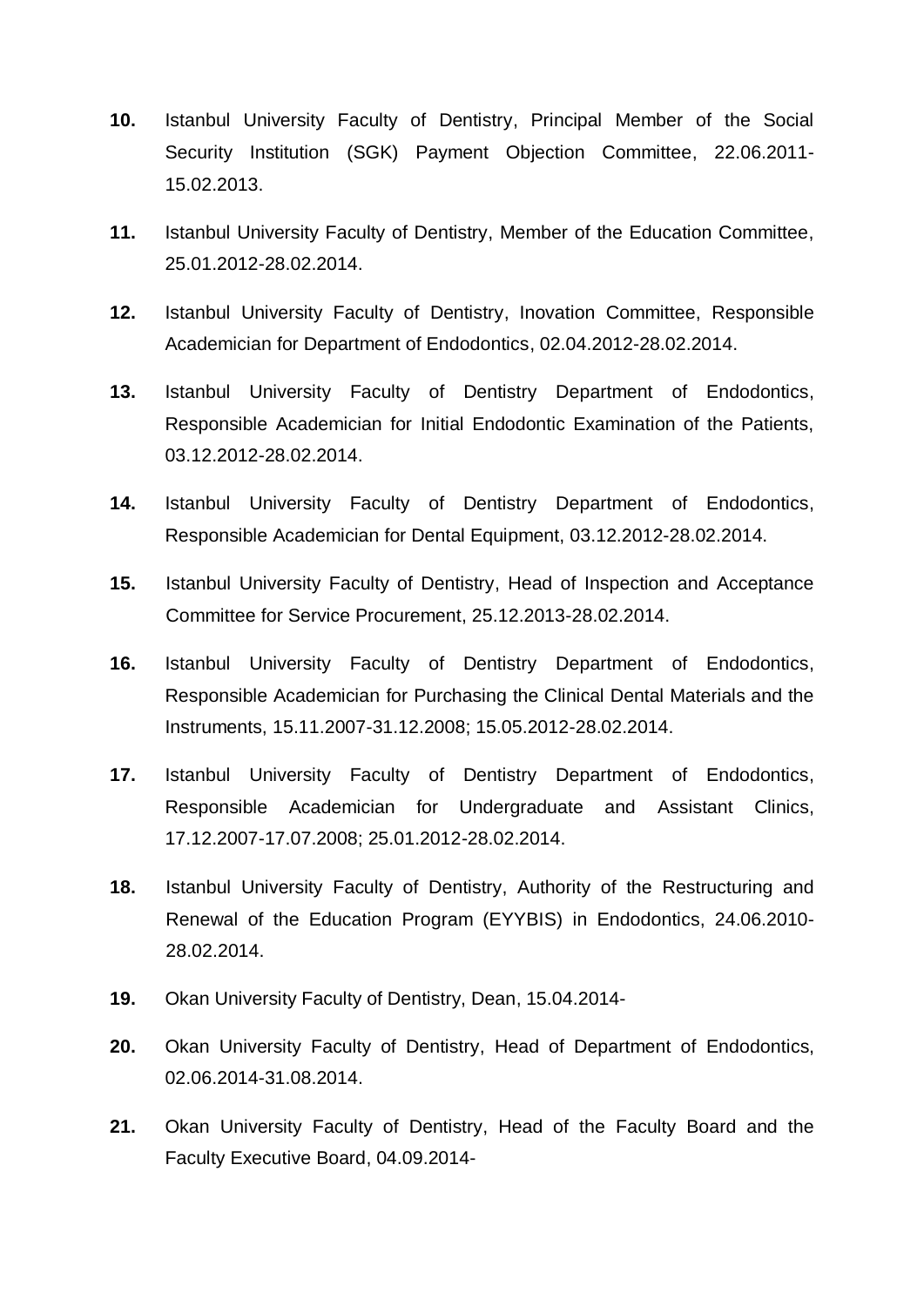**10.** Istanbul University Faculty of Dentistry, Principal Member of the Social Security Institution (SGK) Payment Objection Committee, 22.06.2011-15.02.2013.

**11.** Istanbul University Faculty of Dentistry, Member of the Education Committee, 25.01.2012-28.02.2014.

**12.** Istanbul University Faculty of Dentistry, Inovation Committee, Responsible Academician for Department of Endodontics, 02.04.2012-28.02.2014.

**13.** Istanbul University Faculty of Dentistry Department of Endodontics, Responsible Academician for Initial Endodontic Examination of the Patients, 03.12.2012-28.02.2014.

**14.** Istanbul University Faculty of Dentistry Department of Endodontics, Responsible Academician for Dental Equipment, 03.12.2012-28.02.2014.

**15.** Istanbul University Faculty of Dentistry, Head of Inspection and Acceptance Committee for Service Procurement, 25.12.2013-28.02.2014.

**16.** Istanbul University Faculty of Dentistry Department of Endodontics, Responsible Academician for Purchasing the Clinical Dental Materials and the Instruments, 15.11.2007-31.12.2008; 15.05.2012-28.02.2014.

**17.** Istanbul University Faculty of Dentistry Department of Endodontics, Responsible Academician for Undergraduate and Assistant Clinics, 17.12.2007-17.07.2008; 25.01.2012-28.02.2014.

**18.** Istanbul University Faculty of Dentistry, Authority of the Restructuring and Renewal of the Education Program (EYYBIS) in Endodontics, 24.06.2010-28.02.2014.

**19.** Okan University Faculty of Dentistry, Dean, 15.04.2014-

**20.** Okan University Faculty of Dentistry, Head of Department of Endodontics, 02.06.2014-31.08.2014.

**21.** Okan University Faculty of Dentistry, Head of the Faculty Board and the Faculty Executive Board, 04.09.2014-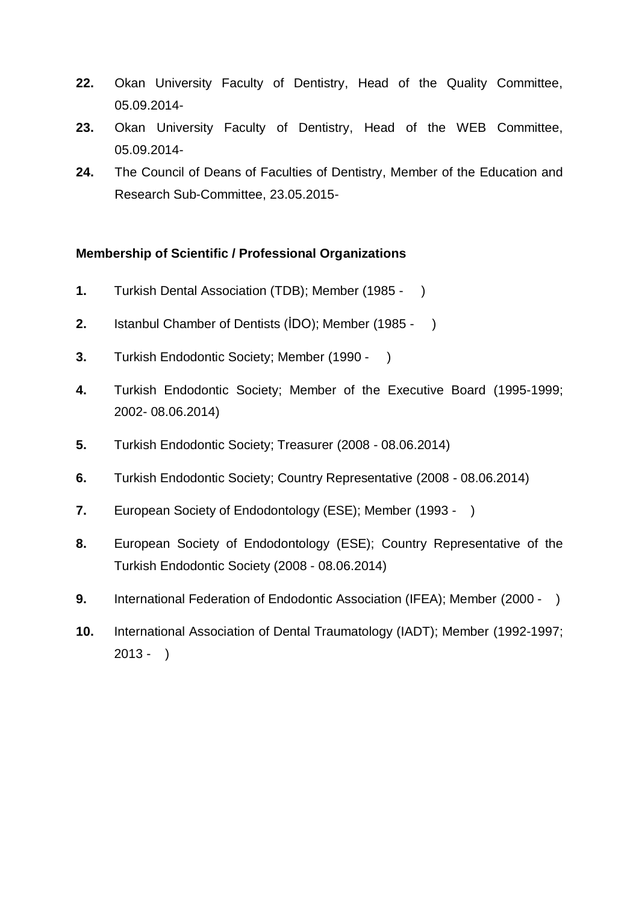**22.** Okan University Faculty of Dentistry, Head of the Quality Committee, 05.09.2014-

**23.** Okan University Faculty of Dentistry, Head of the WEB Committee, 05.09.2014-

**24.** The Council of Deans of Faculties of Dentistry, Member of the Education and Research Sub-Committee, 23.05.2015-

**Membership of Scientific / Professional Organizations**

**1.** Turkish Dental Association (TDB); Member (1985 - )

**2.** Istanbul Chamber of Dentists (İDO); Member (1985 - )

**3.** Turkish Endodontic Society; Member (1990 - )

**4.** Turkish Endodontic Society; Member of the Executive Board (1995-1999; 2002- 08.06.2014)

**5.** Turkish Endodontic Society; Treasurer (2008 - 08.06.2014)

**6.** Turkish Endodontic Society; Country Representative (2008 - 08.06.2014)

**7.** European Society of Endodontology (ESE); Member (1993 - )

**8.** European Society of Endodontology (ESE); Country Representative of the Turkish Endodontic Society (2008 - 08.06.2014)

**9.** International Federation of Endodontic Association (IFEA); Member (2000 - )

**10.** International Association of Dental Traumatology (IADT); Member (1992-1997; 2013 - )